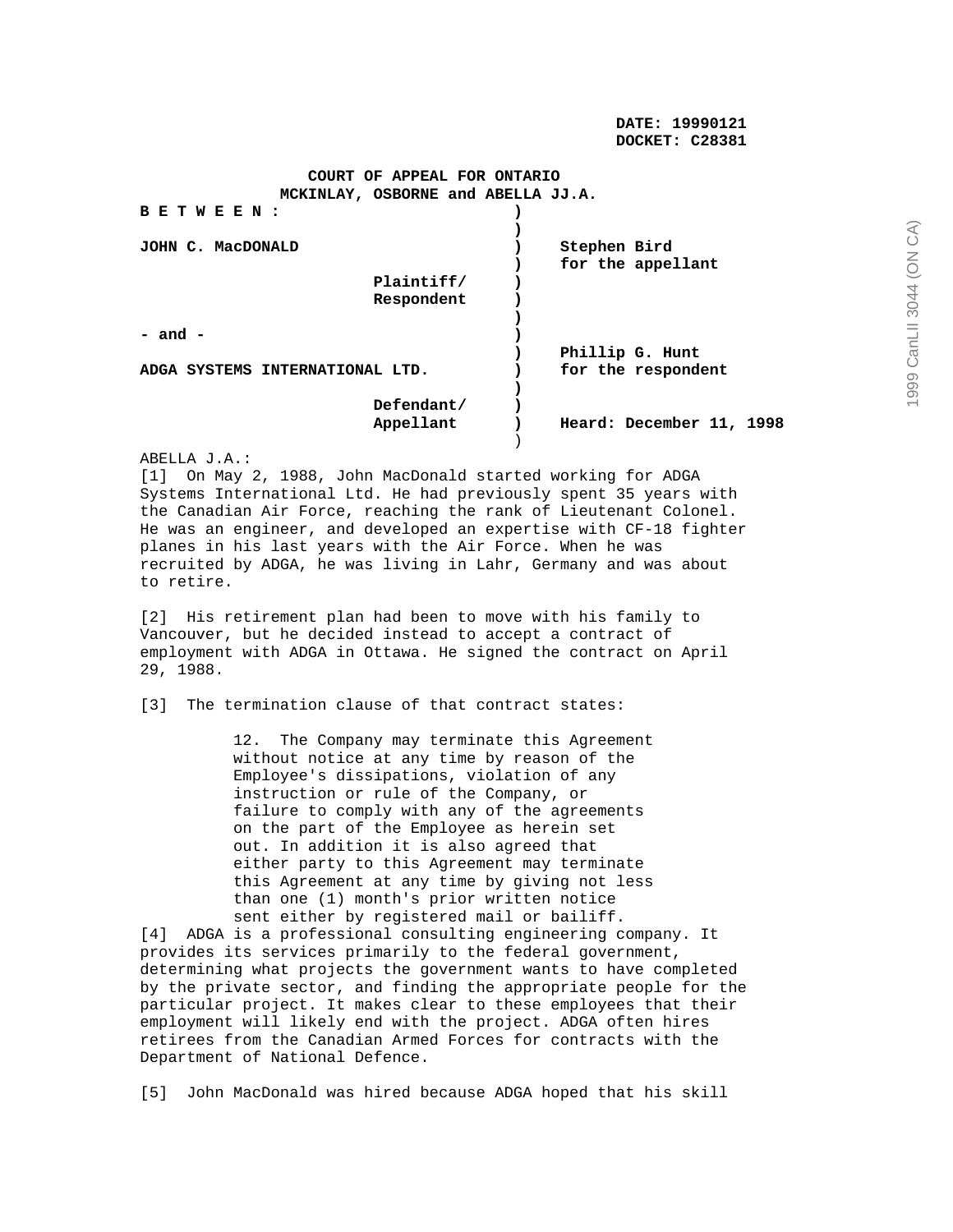**DATE: 19990121**
**DOCKET: C28381**

**COURT OF APPEAL FOR ONTARIO**

**MCKINLAY, OSBORNE and ABELLA JJ.A.**

| | |
|---|---|
| **B E T W E E N :** | |
| **JOHN C. MacDONALD** | **Stephen Bird** **for the appellant** |
| **Plaintiff/ Respondent** | |
| **- and -** | |
| **ADGA SYSTEMS INTERNATIONAL LTD.** | **Phillip G. Hunt** **for the respondent** |
| **Defendant/ Appellant** | **Heard: December 11, 1998** |

ABELLA J.A.:

[1] On May 2, 1988, John MacDonald started working for ADGA Systems International Ltd. He had previously spent 35 years with the Canadian Air Force, reaching the rank of Lieutenant Colonel. He was an engineer, and developed an expertise with CF-18 fighter planes in his last years with the Air Force. When he was recruited by ADGA, he was living in Lahr, Germany and was about to retire.

[2] His retirement plan had been to move with his family to Vancouver, but he decided instead to accept a contract of employment with ADGA in Ottawa. He signed the contract on April 29, 1988.

[3] The termination clause of that contract states:

> 12. The Company may terminate this Agreement without notice at any time by reason of the Employee's dissipations, violation of any instruction or rule of the Company, or failure to comply with any of the agreements on the part of the Employee as herein set out. In addition it is also agreed that either party to this Agreement may terminate this Agreement at any time by giving not less than one (1) month's prior written notice sent either by registered mail or bailiff.

[4] ADGA is a professional consulting engineering company. It provides its services primarily to the federal government, determining what projects the government wants to have completed by the private sector, and finding the appropriate people for the particular project. It makes clear to these employees that their employment will likely end with the project. ADGA often hires retirees from the Canadian Armed Forces for contracts with the Department of National Defence.

[5] John MacDonald was hired because ADGA hoped that his skill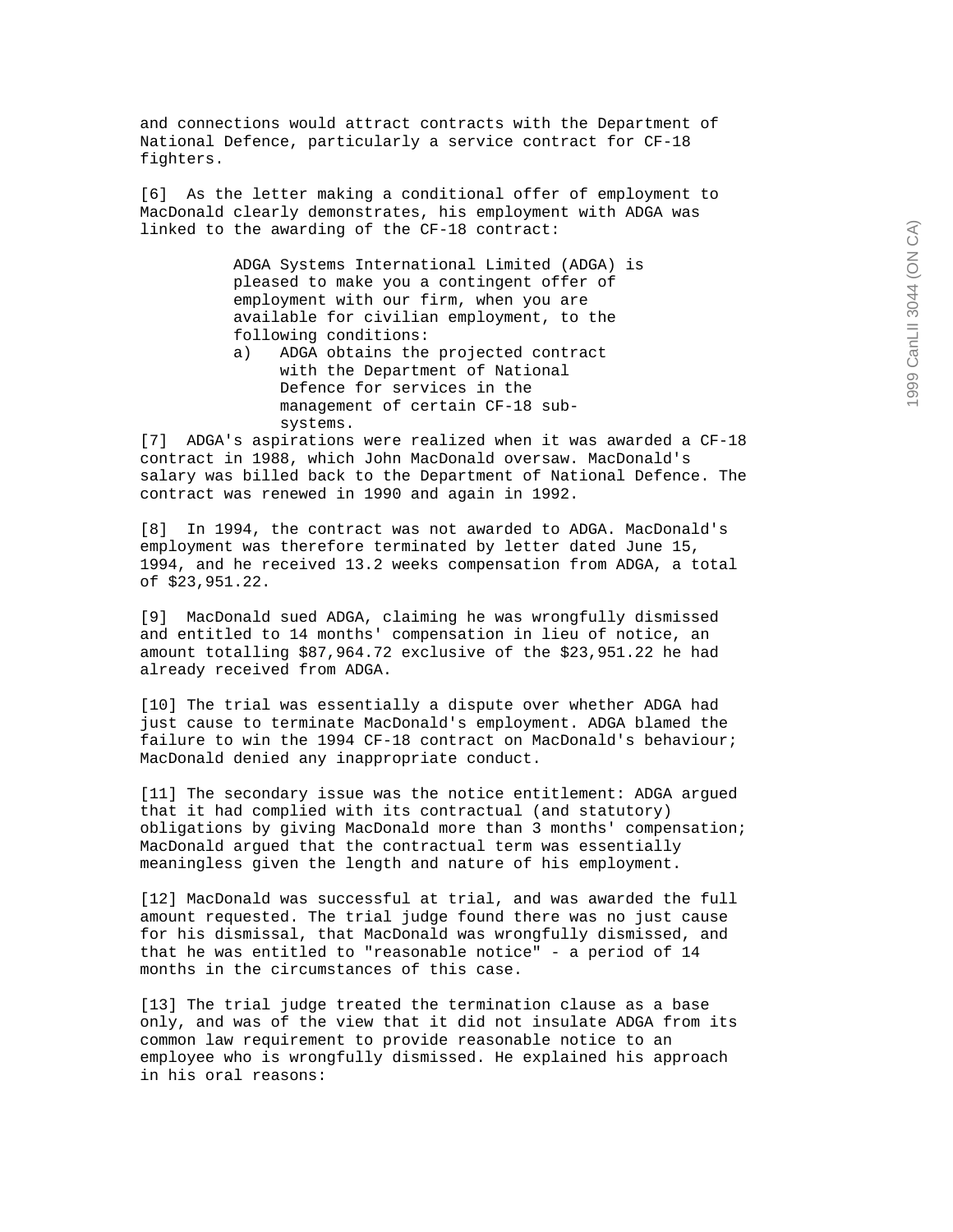and connections would attract contracts with the Department of National Defence, particularly a service contract for CF-18 fighters.

[6] As the letter making a conditional offer of employment to MacDonald clearly demonstrates, his employment with ADGA was linked to the awarding of the CF-18 contract:

> ADGA Systems International Limited (ADGA) is pleased to make you a contingent offer of employment with our firm, when you are available for civilian employment, to the following conditions:
>
> a) ADGA obtains the projected contract with the Department of National Defence for services in the management of certain CF-18 sub-systems.

[7] ADGA's aspirations were realized when it was awarded a CF-18 contract in 1988, which John MacDonald oversaw. MacDonald's salary was billed back to the Department of National Defence. The contract was renewed in 1990 and again in 1992.

[8] In 1994, the contract was not awarded to ADGA. MacDonald's employment was therefore terminated by letter dated June 15, 1994, and he received 13.2 weeks compensation from ADGA, a total of $23,951.22.

[9] MacDonald sued ADGA, claiming he was wrongfully dismissed and entitled to 14 months' compensation in lieu of notice, an amount totalling $87,964.72 exclusive of the $23,951.22 he had already received from ADGA.

[10] The trial was essentially a dispute over whether ADGA had just cause to terminate MacDonald's employment. ADGA blamed the failure to win the 1994 CF-18 contract on MacDonald's behaviour; MacDonald denied any inappropriate conduct.

[11] The secondary issue was the notice entitlement: ADGA argued that it had complied with its contractual (and statutory) obligations by giving MacDonald more than 3 months' compensation; MacDonald argued that the contractual term was essentially meaningless given the length and nature of his employment.

[12] MacDonald was successful at trial, and was awarded the full amount requested. The trial judge found there was no just cause for his dismissal, that MacDonald was wrongfully dismissed, and that he was entitled to "reasonable notice" - a period of 14 months in the circumstances of this case.

[13] The trial judge treated the termination clause as a base only, and was of the view that it did not insulate ADGA from its common law requirement to provide reasonable notice to an employee who is wrongfully dismissed. He explained his approach in his oral reasons: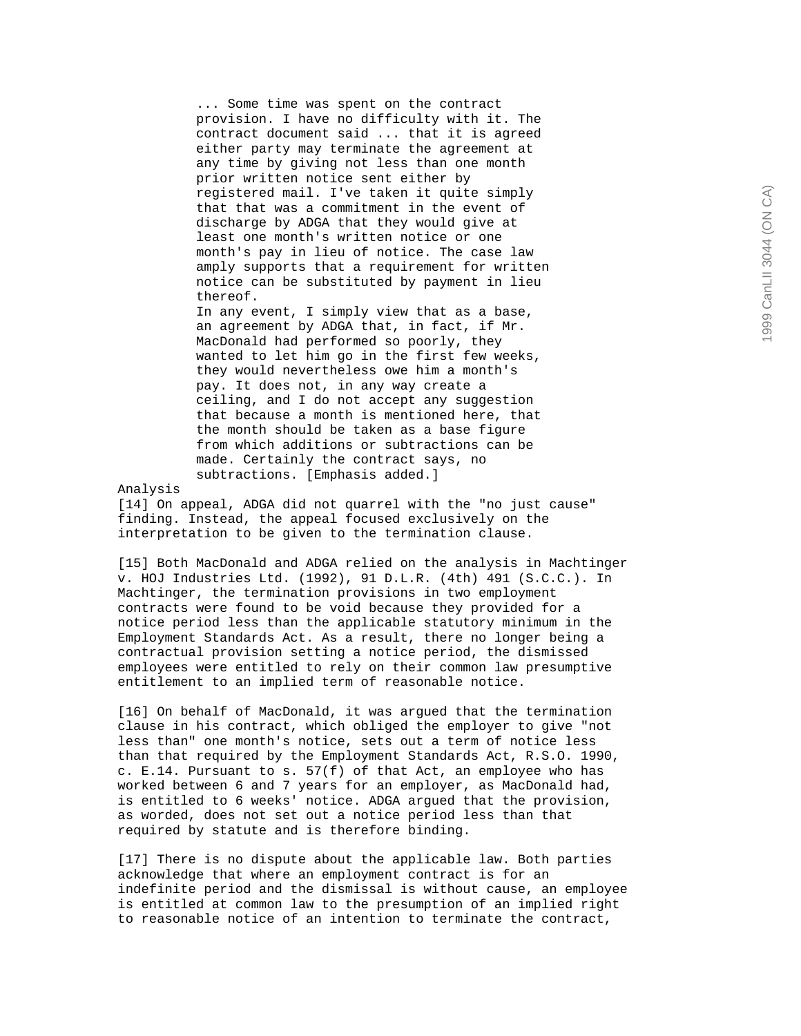> ... Some time was spent on the contract provision. I have no difficulty with it. The contract document said ... that it is agreed either party may terminate the agreement at any time by giving not less than one month prior written notice sent either by registered mail. I've taken it quite simply that that was a commitment in the event of discharge by ADGA that they would give at least one month's written notice or one month's pay in lieu of notice. The case law amply supports that a requirement for written notice can be substituted by payment in lieu thereof.
>
> In any event, I simply view that as a base, an agreement by ADGA that, in fact, if Mr. MacDonald had performed so poorly, they wanted to let him go in the first few weeks, they would nevertheless owe him a month's pay. It does not, in any way create a ceiling, and I do not accept any suggestion that because a month is mentioned here, that the month should be taken as a base figure from which additions or subtractions can be made. Certainly the contract says, no subtractions. [Emphasis added.]

Analysis

[14] On appeal, ADGA did not quarrel with the "no just cause" finding. Instead, the appeal focused exclusively on the interpretation to be given to the termination clause.

[15] Both MacDonald and ADGA relied on the analysis in Machtinger v. HOJ Industries Ltd. (1992), 91 D.L.R. (4th) 491 (S.C.C.). In Machtinger, the termination provisions in two employment contracts were found to be void because they provided for a notice period less than the applicable statutory minimum in the Employment Standards Act. As a result, there no longer being a contractual provision setting a notice period, the dismissed employees were entitled to rely on their common law presumptive entitlement to an implied term of reasonable notice.

[16] On behalf of MacDonald, it was argued that the termination clause in his contract, which obliged the employer to give "not less than" one month's notice, sets out a term of notice less than that required by the Employment Standards Act, R.S.O. 1990, c. E.14. Pursuant to s. 57(f) of that Act, an employee who has worked between 6 and 7 years for an employer, as MacDonald had, is entitled to 6 weeks' notice. ADGA argued that the provision, as worded, does not set out a notice period less than that required by statute and is therefore binding.

[17] There is no dispute about the applicable law. Both parties acknowledge that where an employment contract is for an indefinite period and the dismissal is without cause, an employee is entitled at common law to the presumption of an implied right to reasonable notice of an intention to terminate the contract,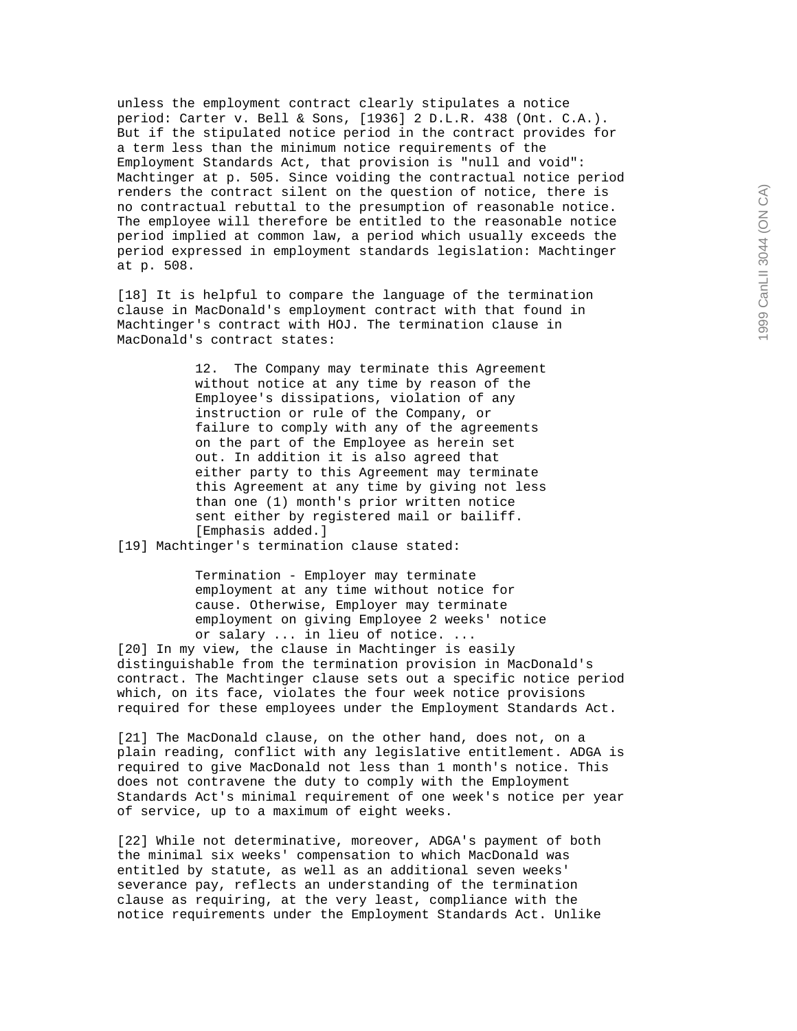unless the employment contract clearly stipulates a notice period: Carter v. Bell & Sons, [1936] 2 D.L.R. 438 (Ont. C.A.). But if the stipulated notice period in the contract provides for a term less than the minimum notice requirements of the Employment Standards Act, that provision is "null and void": Machtinger at p. 505. Since voiding the contractual notice period renders the contract silent on the question of notice, there is no contractual rebuttal to the presumption of reasonable notice. The employee will therefore be entitled to the reasonable notice period implied at common law, a period which usually exceeds the period expressed in employment standards legislation: Machtinger at p. 508.

[18] It is helpful to compare the language of the termination clause in MacDonald's employment contract with that found in Machtinger's contract with HOJ. The termination clause in MacDonald's contract states:

> 12. The Company may terminate this Agreement without notice at any time by reason of the Employee's dissipations, violation of any instruction or rule of the Company, or failure to comply with any of the agreements on the part of the Employee as herein set out. In addition it is also agreed that either party to this Agreement may terminate this Agreement at any time by giving not less than one (1) month's prior written notice sent either by registered mail or bailiff. [Emphasis added.]

[19] Machtinger's termination clause stated:

> Termination - Employer may terminate employment at any time without notice for cause. Otherwise, Employer may terminate employment on giving Employee 2 weeks' notice or salary ... in lieu of notice. ...

[20] In my view, the clause in Machtinger is easily distinguishable from the termination provision in MacDonald's contract. The Machtinger clause sets out a specific notice period which, on its face, violates the four week notice provisions required for these employees under the Employment Standards Act.

[21] The MacDonald clause, on the other hand, does not, on a plain reading, conflict with any legislative entitlement. ADGA is required to give MacDonald not less than 1 month's notice. This does not contravene the duty to comply with the Employment Standards Act's minimal requirement of one week's notice per year of service, up to a maximum of eight weeks.

[22] While not determinative, moreover, ADGA's payment of both the minimal six weeks' compensation to which MacDonald was entitled by statute, as well as an additional seven weeks' severance pay, reflects an understanding of the termination clause as requiring, at the very least, compliance with the notice requirements under the Employment Standards Act. Unlike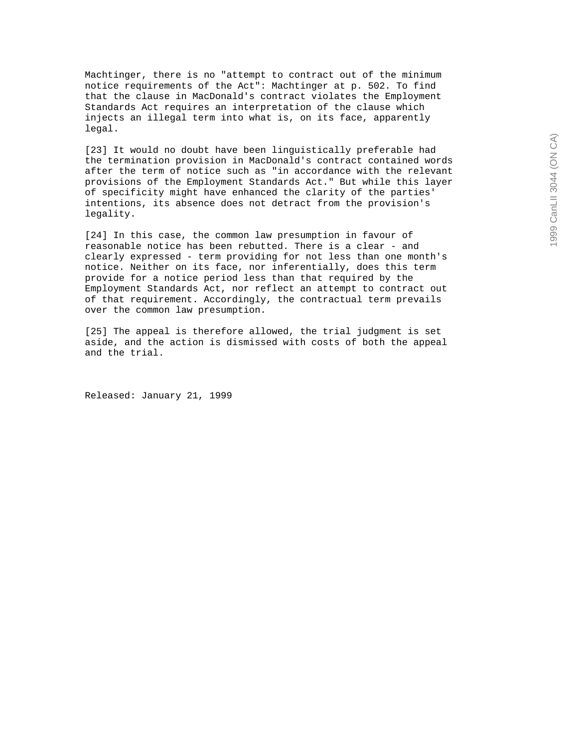Machtinger, there is no "attempt to contract out of the minimum notice requirements of the Act": Machtinger at p. 502. To find that the clause in MacDonald's contract violates the Employment Standards Act requires an interpretation of the clause which injects an illegal term into what is, on its face, apparently legal.

[23] It would no doubt have been linguistically preferable had the termination provision in MacDonald's contract contained words after the term of notice such as "in accordance with the relevant provisions of the Employment Standards Act." But while this layer of specificity might have enhanced the clarity of the parties' intentions, its absence does not detract from the provision's legality.

[24] In this case, the common law presumption in favour of reasonable notice has been rebutted. There is a clear - and clearly expressed - term providing for not less than one month's notice. Neither on its face, nor inferentially, does this term provide for a notice period less than that required by the Employment Standards Act, nor reflect an attempt to contract out of that requirement. Accordingly, the contractual term prevails over the common law presumption.

[25] The appeal is therefore allowed, the trial judgment is set aside, and the action is dismissed with costs of both the appeal and the trial.

Released: January 21, 1999